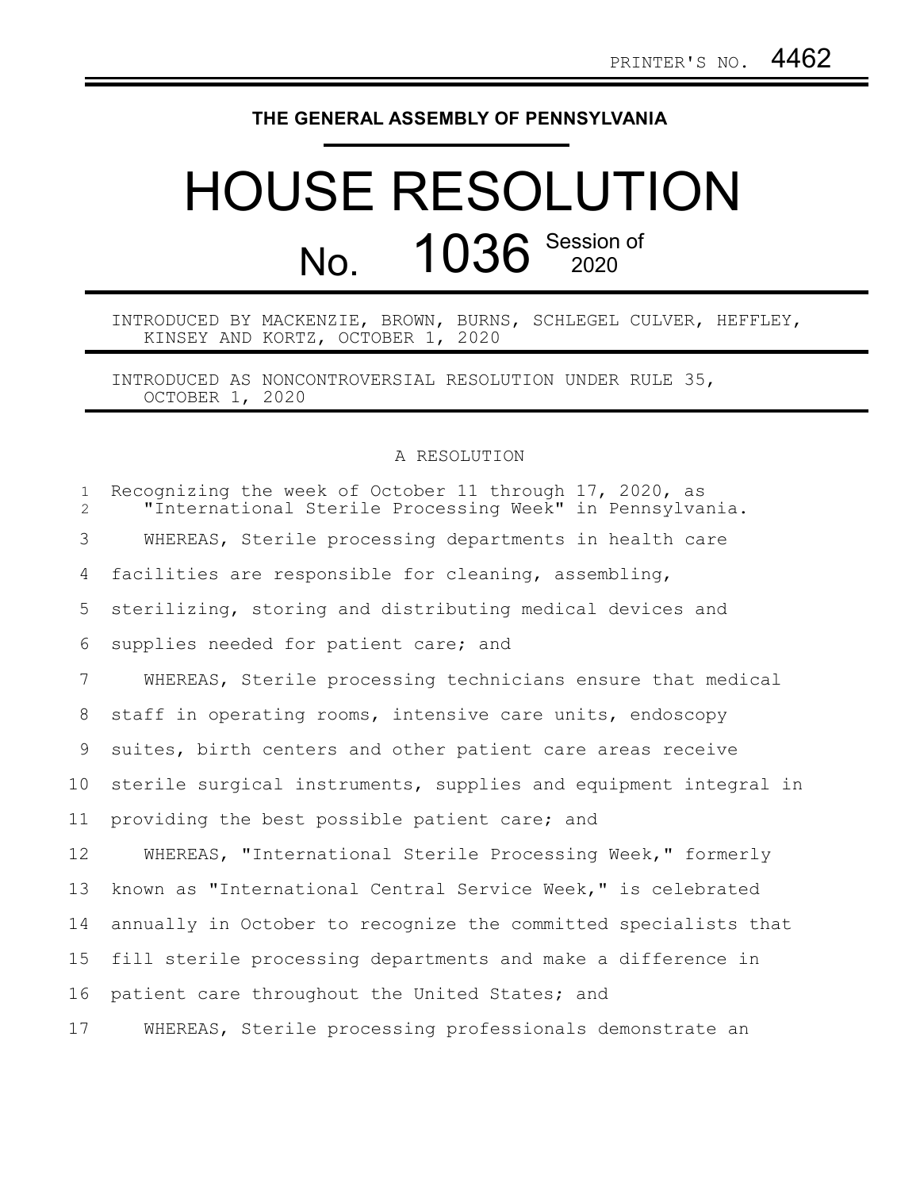PRINTER'S NO. 4462

THE GENERAL ASSEMBLY OF PENNSYLVANIA

# HOUSE RESOLUTION

## No. 1036 Session of 2020

INTRODUCED BY MACKENZIE, BROWN, BURNS, SCHLEGEL CULVER, HEFFLEY, KINSEY AND KORTZ, OCTOBER 1, 2020

INTRODUCED AS NONCONTROVERSIAL RESOLUTION UNDER RULE 35, OCTOBER 1, 2020

A RESOLUTION

Recognizing the week of October 11 through 17, 2020, as "International Sterile Processing Week" in Pennsylvania.

WHEREAS, Sterile processing departments in health care facilities are responsible for cleaning, assembling, sterilizing, storing and distributing medical devices and supplies needed for patient care; and

WHEREAS, Sterile processing technicians ensure that medical staff in operating rooms, intensive care units, endoscopy suites, birth centers and other patient care areas receive sterile surgical instruments, supplies and equipment integral in providing the best possible patient care; and

WHEREAS, "International Sterile Processing Week," formerly known as "International Central Service Week," is celebrated annually in October to recognize the committed specialists that fill sterile processing departments and make a difference in patient care throughout the United States; and

WHEREAS, Sterile processing professionals demonstrate an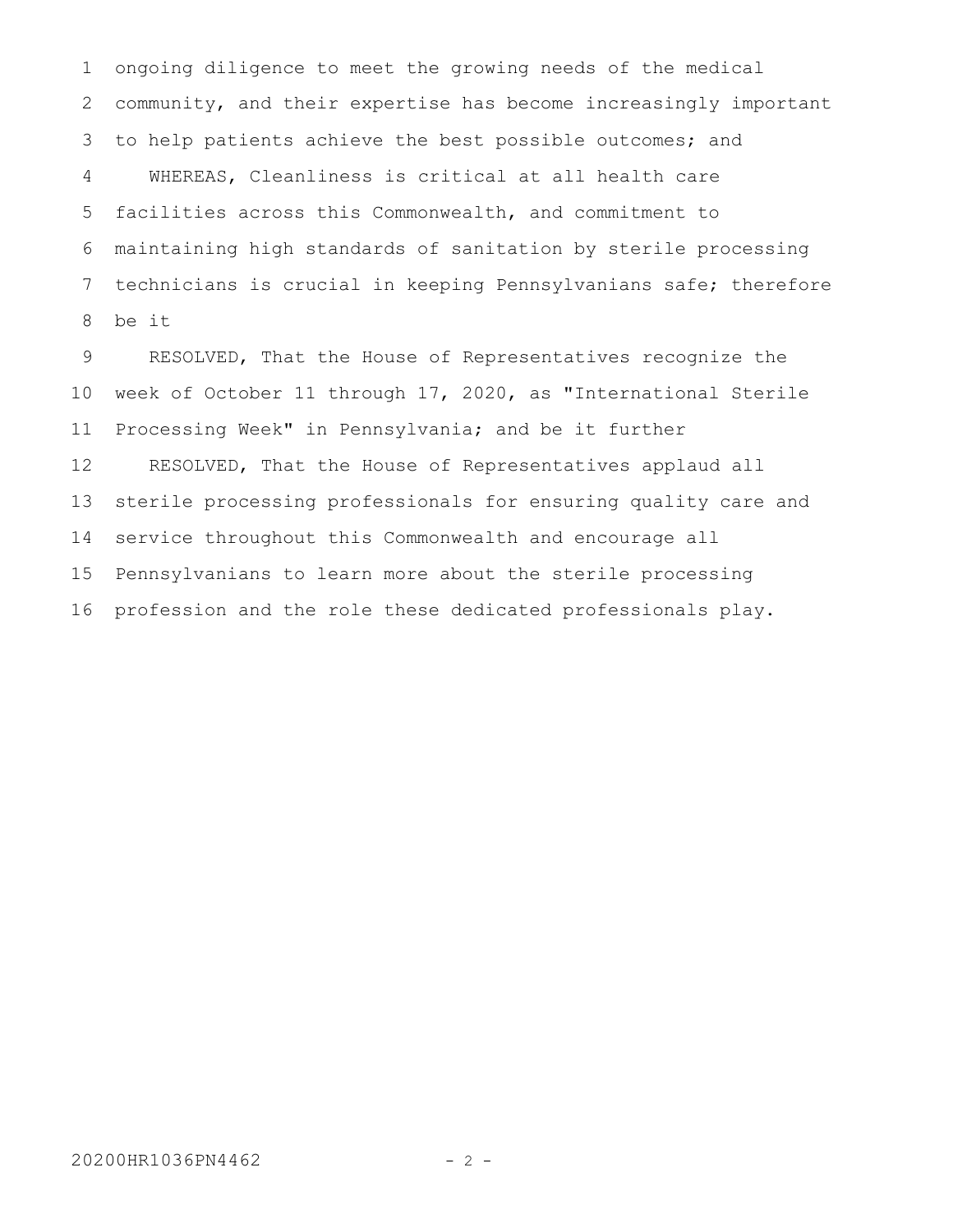ongoing diligence to meet the growing needs of the medical community, and their expertise has become increasingly important to help patients achieve the best possible outcomes; and

WHEREAS, Cleanliness is critical at all health care facilities across this Commonwealth, and commitment to maintaining high standards of sanitation by sterile processing technicians is crucial in keeping Pennsylvanians safe; therefore be it

RESOLVED, That the House of Representatives recognize the week of October 11 through 17, 2020, as "International Sterile Processing Week" in Pennsylvania; and be it further

RESOLVED, That the House of Representatives applaud all sterile processing professionals for ensuring quality care and service throughout this Commonwealth and encourage all Pennsylvanians to learn more about the sterile processing profession and the role these dedicated professionals play.